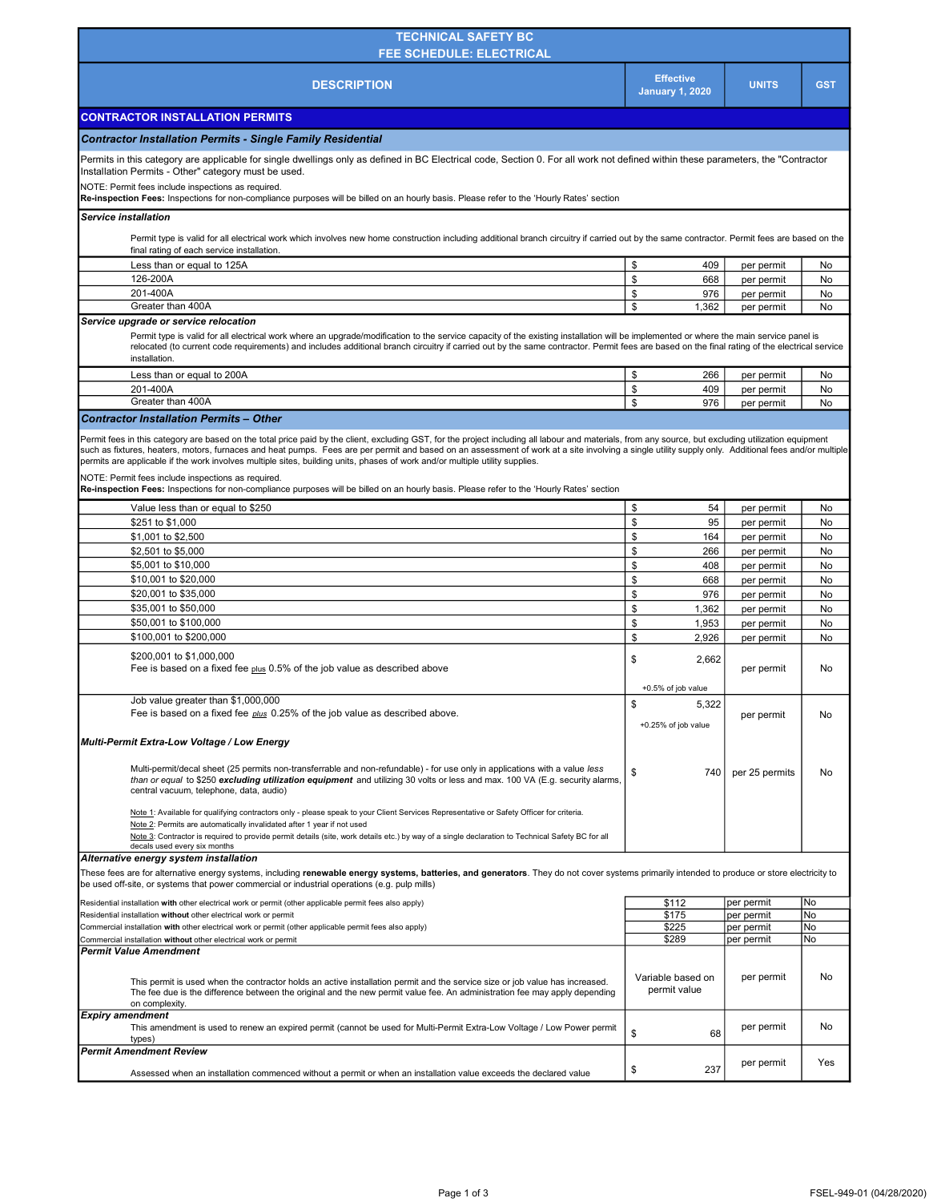# TECHNICAL SAFETY BC
## FEE SCHEDULE: ELECTRICAL

| DESCRIPTION | Effective January 1, 2020 | UNITS | GST |
|---|---|---|---|
| **CONTRACTOR INSTALLATION PERMITS** | | | |
| ***Contractor Installation Permits - Single Family Residential*** | | | |
| Permits in this category are applicable for single dwellings only as defined in BC Electrical code, Section 0. For all work not defined within these parameters, the "Contractor Installation Permits - Other" category must be used. NOTE: Permit fees include inspections as required. **Re-inspection Fees:** Inspections for non-compliance purposes will be billed on an hourly basis. Please refer to the 'Hourly Rates' section | | | |
| ***Service installation*** | | | |
| Permit type is valid for all electrical work which involves new home construction including additional branch circuitry if carried out by the same contractor. Permit fees are based on the final rating of each service installation. | | | |
| Less than or equal to 125A | $ 409 | per permit | No |
| 126-200A | $ 668 | per permit | No |
| 201-400A | $ 976 | per permit | No |
| Greater than 400A | $ 1,362 | per permit | No |
| ***Service upgrade or service relocation*** | | | |
| Permit type is valid for all electrical work where an upgrade/modification to the service capacity of the existing installation will be implemented or where the main service panel is relocated (to current code requirements) and includes additional branch circuitry if carried out by the same contractor. Permit fees are based on the final rating of the electrical service installation. | | | |
| Less than or equal to 200A | $ 266 | per permit | No |
| 201-400A | $ 409 | per permit | No |
| Greater than 400A | $ 976 | per permit | No |
| ***Contractor Installation Permits – Other*** | | | |
| Permit fees in this category are based on the total price paid by the client, excluding GST, for the project including all labour and materials, from any source, but excluding utilization equipment such as fixtures, heaters, motors, furnaces and heat pumps. Fees are per permit and based on an assessment of work at a site involving a single utility supply only. Additional fees and/or multiple permits are applicable if the work involves multiple sites, building units, phases of work and/or multiple utility supplies. NOTE: Permit fees include inspections as required. **Re-inspection Fees:** Inspections for non-compliance purposes will be billed on an hourly basis. Please refer to the 'Hourly Rates' section | | | |
| Value less than or equal to $250 | $ 54 | per permit | No |
| $251 to $1,000 | $ 95 | per permit | No |
| $1,001 to $2,500 | $ 164 | per permit | No |
| $2,501 to $5,000 | $ 266 | per permit | No |
| $5,001 to $10,000 | $ 408 | per permit | No |
| $10,001 to $20,000 | $ 668 | per permit | No |
| $20,001 to $35,000 | $ 976 | per permit | No |
| $35,001 to $50,000 | $ 1,362 | per permit | No |
| $50,001 to $100,000 | $ 1,953 | per permit | No |
| $100,001 to $200,000 | $ 2,926 | per permit | No |
| $200,001 to $1,000,000<br>Fee is based on a fixed fee plus 0.5% of the job value as described above | $ 2,662<br>+0.5% of job value | per permit | No |
| Job value greater than $1,000,000<br>Fee is based on a fixed fee *plus* 0.25% of the job value as described above. | $ 5,322<br>+0.25% of job value | per permit | No |
| ***Multi-Permit Extra-Low Voltage / Low Energy*** | | | |
| Multi-permit/decal sheet (25 permits non-transferrable and non-refundable) - for use only in applications with a value *less than or equal* to $250 ***excluding utilization equipment*** and utilizing 30 volts or less and max. 100 VA (E.g. security alarms, central vacuum, telephone, data, audio)<br><br>Note 1: Available for qualifying contractors only - please speak to your Client Services Representative or Safety Officer for criteria.<br>Note 2: Permits are automatically invalidated after 1 year if not used<br>Note 3: Contractor is required to provide permit details (site, work details etc.) by way of a single declaration to Technical Safety BC for all decals used every six months | $ 740 | per 25 permits | No |
| ***Alternative energy system installation*** | | | |
| These fees are for alternative energy systems, including **renewable energy systems, batteries, and generators**. They do not cover systems primarily intended to produce or store electricity to be used off-site, or systems that power commercial or industrial operations (e.g. pulp mills) | | | |
| Residential installation **with** other electrical work or permit (other applicable permit fees also apply) | $112 | per permit | No |
| Residential installation **without** other electrical work or permit | $175 | per permit | No |
| Commercial installation **with** other electrical work or permit (other applicable permit fees also apply) | $225 | per permit | No |
| Commercial installation **without** other electrical work or permit | $289 | per permit | No |
| ***Permit Value Amendment***<br>This permit is used when the contractor holds an active installation permit and the service size or job value has increased. The fee due is the difference between the original and the new permit value fee. An administration fee may apply depending on complexity. | Variable based on permit value | per permit | No |
| ***Expiry amendment***<br>This amendment is used to renew an expired permit (cannot be used for Multi-Permit Extra-Low Voltage / Low Power permit types) | $ 68 | per permit | No |
| ***Permit Amendment Review***<br>Assessed when an installation commenced without a permit or when an installation value exceeds the declared value | $ 237 | per permit | Yes |

FSEL-949-01 (04/28/2020)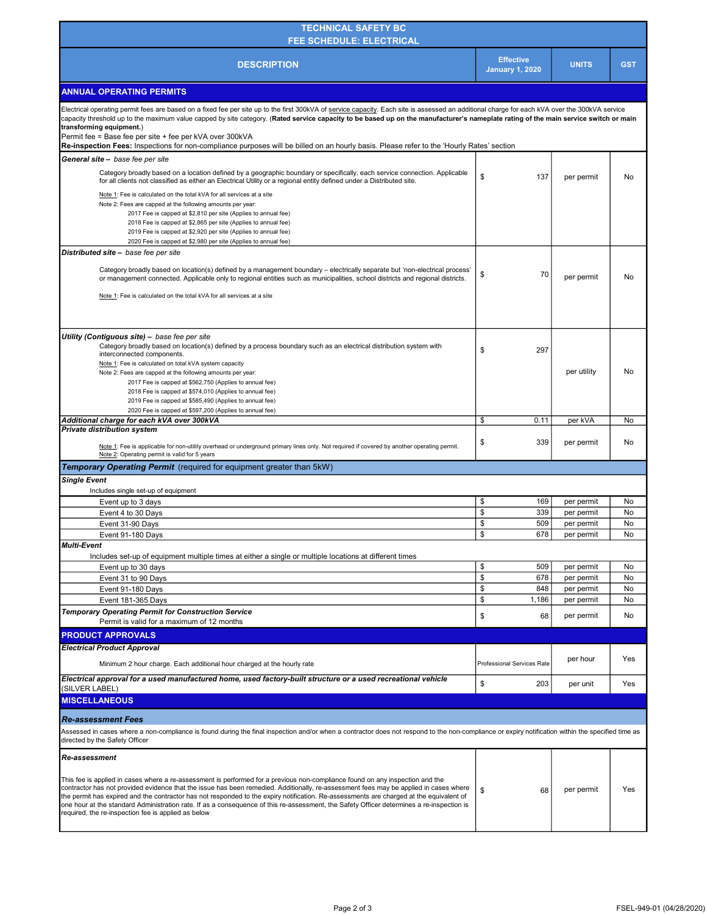| TECHNICAL SAFETY BC<br>FEE SCHEDULE: ELECTRICAL | | | |
|---|---|---|---|
| **DESCRIPTION** | **Effective January 1, 2020** | **UNITS** | **GST** |
| **ANNUAL OPERATING PERMITS** | | | |
| Electrical operating permit fees are based on a fixed fee per site up to the first 300kVA of service capacity. Each site is assessed an additional charge for each kVA over the 300kVA service capacity threshold up to the maximum value capped by site category. (**Rated service capacity to be based up on the manufacturer's nameplate rating of the main service switch or main transforming equipment.**)<br>Permit fee = Base fee per site + fee per kVA over 300kVA<br>**Re-inspection Fees:** Inspections for non-compliance purposes will be billed on an hourly basis. Please refer to the 'Hourly Rates' section | | | |
| ***General site –*** *base fee per site*<br>Category broadly based on a location defined by a geographic boundary or specifically, each service connection. Applicable for all clients not classified as either an Electrical Utility or a regional entity defined under a Distributed site.<br>Note 1: Fee is calculated on the total kVA for all services at a site<br>Note 2: Fees are capped at the following amounts per year:<br>2017 Fee is capped at $2,810 per site (Applies to annual fee)<br>2018 Fee is capped at $2,865 per site (Applies to annual fee)<br>2019 Fee is capped at $2,920 per site (Applies to annual fee)<br>2020 Fee is capped at $2,980 per site (Applies to annual fee) | $ 137 | per permit | No |
| ***Distributed site –*** *base fee per site*<br>Category broadly based on location(s) defined by a management boundary – electrically separate but 'non-electrical process' or management connected. Applicable only to regional entities such as municipalities, school districts and regional districts.<br>Note 1: Fee is calculated on the total kVA for all services at a site | $ 70 | per permit | No |
| ***Utility (Contiguous site) –*** *base fee per site*<br>Category broadly based on location(s) defined by a process boundary such as an electrical distribution system with interconnected components.<br>Note 1: Fee is calculated on total kVA system capacity<br>Note 2: Fees are capped at the following amounts per year:<br>2017 Fee is capped at $562,750 (Applies to annual fee)<br>2018 Fee is capped at $574,010 (Applies to annual fee)<br>2019 Fee is capped at $585,490 (Applies to annual fee)<br>2020 Fee is capped at $597,200 (Applies to annual fee) | $ 297 | per utility | No |
| ***Additional charge for each kVA over 300kVA*** | $ 0.11 | per kVA | No |
| ***Private distribution system***<br>Note 1: Fee is applicable for non-utility overhead or underground primary lines only. Not required if covered by another operating permit.<br>Note 2: Operating permit is valid for 5 years | $ 339 | per permit | No |
| ***Temporary Operating Permit*** (required for equipment greater than 5kW) | | | |
| ***Single Event***<br>Includes single set-up of equipment | | | |
| Event up to 3 days | $ 169 | per permit | No |
| Event 4 to 30 Days | $ 339 | per permit | No |
| Event 31-90 Days | $ 509 | per permit | No |
| Event 91-180 Days | $ 678 | per permit | No |
| ***Multi-Event***<br>Includes set-up of equipment multiple times at either a single or multiple locations at different times | | | |
| Event up to 30 days | $ 509 | per permit | No |
| Event 31 to 90 Days | $ 678 | per permit | No |
| Event 91-180 Days | $ 848 | per permit | No |
| Event 181-365 Days | $ 1,186 | per permit | No |
| ***Temporary Operating Permit for Construction Service***<br>Permit is valid for a maximum of 12 months | $ 68 | per permit | No |
| **PRODUCT APPROVALS** | | | |
| ***Electrical Product Approval***<br>Minimum 2 hour charge. Each additional hour charged at the hourly rate | Professional Services Rate | per hour | Yes |
| ***Electrical approval for a used manufactured home, used factory-built structure or a used recreational vehicle*** (SILVER LABEL) | $ 203 | per unit | Yes |
| **MISCELLANEOUS** | | | |
| ***Re-assessment Fees*** | | | |
| Assessed in cases where a non-compliance is found during the final inspection and/or when a contractor does not respond to the non-compliance or expiry notification within the specified time as directed by the Safety Officer | | | |
| ***Re-assessment***<br>This fee is applied in cases where a re-assessment is performed for a previous non-compliance found on any inspection and the contractor has not provided evidence that the issue has been remedied. Additionally, re-assessment fees may be applied in cases where the permit has expired and the contractor has not responded to the expiry notification. Re-assessments are charged at the equivalent of one hour at the standard Administration rate. If as a consequence of this re-assessment, the Safety Officer determines a re-inspection is required, the re-inspection fee is applied as below | $ 68 | per permit | Yes |

FSEL-949-01 (04/28/2020)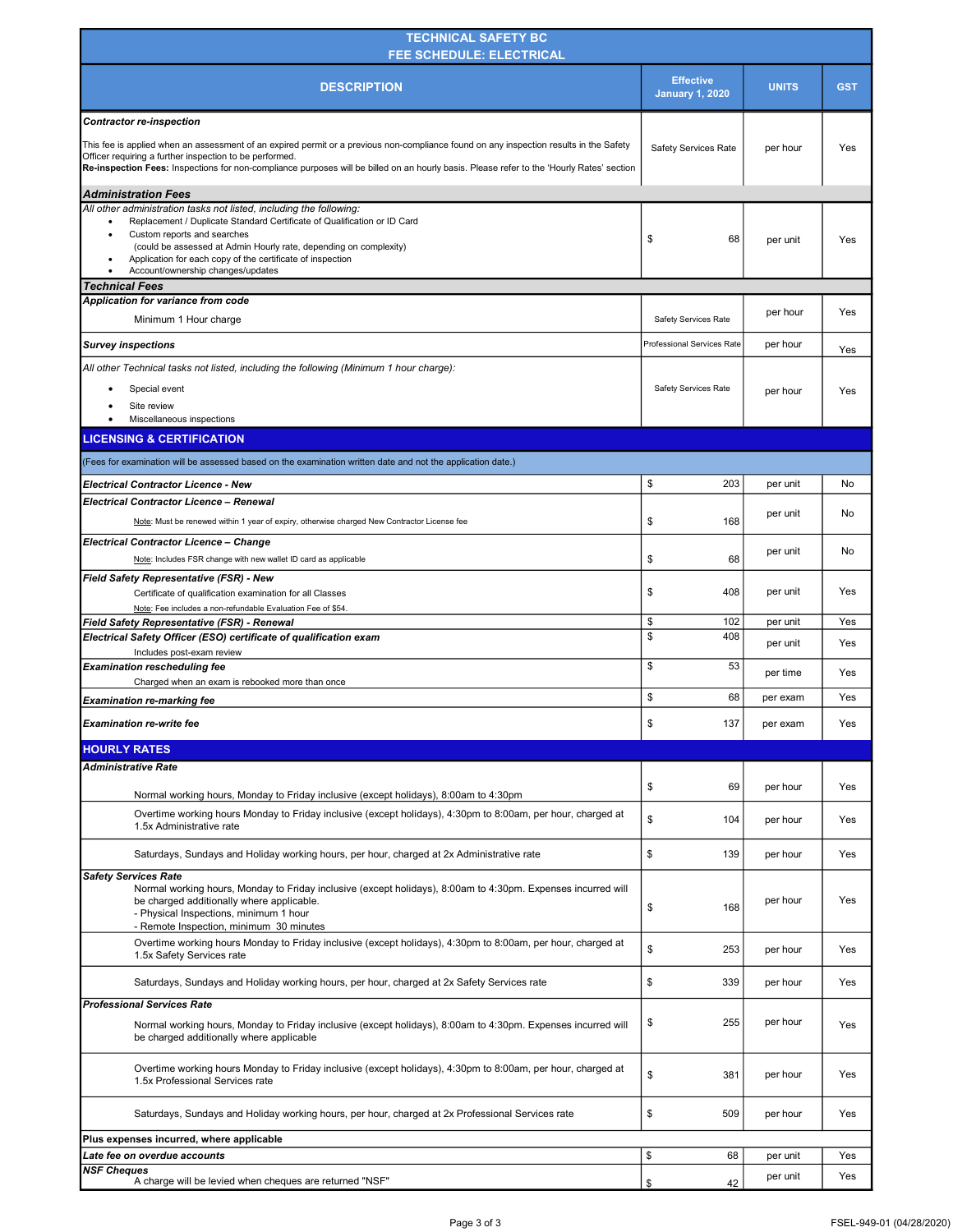# TECHNICAL SAFETY BC
## FEE SCHEDULE: ELECTRICAL

| DESCRIPTION | Effective January 1, 2020 | UNITS | GST |
|---|---|---|---|
| ***Contractor re-inspection*** <br><br> This fee is applied when an assessment of an expired permit or a previous non-compliance found on any inspection results in the Safety Officer requiring a further inspection to be performed. <br> **Re-inspection Fees:** Inspections for non-compliance purposes will be billed on an hourly basis. Please refer to the 'Hourly Rates' section | Safety Services Rate | per hour | Yes |
| ***Administration Fees*** | | | |
| *All other administration tasks not listed, including the following:* <br> • Replacement / Duplicate Standard Certificate of Qualification or ID Card <br> • Custom reports and searches (could be assessed at Admin Hourly rate, depending on complexity) <br> • Application for each copy of the certificate of inspection <br> • Account/ownership changes/updates | $ 68 | per unit | Yes |
| ***Technical Fees*** | | | |
| ***Application for variance from code*** <br> Minimum 1 Hour charge | Safety Services Rate | per hour | Yes |
| ***Survey inspections*** | Professional Services Rate | per hour | Yes |
| *All other Technical tasks not listed, including the following (Minimum 1 hour charge):* <br> • Special event <br> • Site review <br> • Miscellaneous inspections | Safety Services Rate | per hour | Yes |
| **LICENSING & CERTIFICATION** | | | |
| (Fees for examination will be assessed based on the examination written date and not the application date.) | | | |
| ***Electrical Contractor Licence - New*** | $ 203 | per unit | No |
| ***Electrical Contractor Licence – Renewal*** <br> Note: Must be renewed within 1 year of expiry, otherwise charged New Contractor License fee | $ 168 | per unit | No |
| ***Electrical Contractor Licence – Change*** <br> Note: Includes FSR change with new wallet ID card as applicable | $ 68 | per unit | No |
| ***Field Safety Representative (FSR) - New*** <br> Certificate of qualification examination for all Classes <br> Note: Fee includes a non-refundable Evaluation Fee of $54. | $ 408 | per unit | Yes |
| ***Field Safety Representative (FSR) - Renewal*** | $ 102 | per unit | Yes |
| ***Electrical Safety Officer (ESO) certificate of qualification exam*** <br> Includes post-exam review | $ 408 | per unit | Yes |
| ***Examination rescheduling fee*** <br> Charged when an exam is rebooked more than once | $ 53 | per time | Yes |
| ***Examination re-marking fee*** | $ 68 | per exam | Yes |
| ***Examination re-write fee*** | $ 137 | per exam | Yes |
| **HOURLY RATES** | | | |
| ***Administrative Rate*** <br> Normal working hours, Monday to Friday inclusive (except holidays), 8:00am to 4:30pm | $ 69 | per hour | Yes |
| Overtime working hours Monday to Friday inclusive (except holidays), 4:30pm to 8:00am, per hour, charged at 1.5x Administrative rate | $ 104 | per hour | Yes |
| Saturdays, Sundays and Holiday working hours, per hour, charged at 2x Administrative rate | $ 139 | per hour | Yes |
| ***Safety Services Rate*** <br> Normal working hours, Monday to Friday inclusive (except holidays), 8:00am to 4:30pm. Expenses incurred will be charged additionally where applicable. <br> - Physical Inspections, minimum 1 hour <br> - Remote Inspection, minimum 30 minutes | $ 168 | per hour | Yes |
| Overtime working hours Monday to Friday inclusive (except holidays), 4:30pm to 8:00am, per hour, charged at 1.5x Safety Services rate | $ 253 | per hour | Yes |
| Saturdays, Sundays and Holiday working hours, per hour, charged at 2x Safety Services rate | $ 339 | per hour | Yes |
| ***Professional Services Rate*** <br> Normal working hours, Monday to Friday inclusive (except holidays), 8:00am to 4:30pm. Expenses incurred will be charged additionally where applicable | $ 255 | per hour | Yes |
| Overtime working hours Monday to Friday inclusive (except holidays), 4:30pm to 8:00am, per hour, charged at 1.5x Professional Services rate | $ 381 | per hour | Yes |
| Saturdays, Sundays and Holiday working hours, per hour, charged at 2x Professional Services rate | $ 509 | per hour | Yes |
| **Plus expenses incurred, where applicable** | | | |
| ***Late fee on overdue accounts*** | $ 68 | per unit | Yes |
| ***NSF Cheques*** <br> A charge will be levied when cheques are returned "NSF" | $ 42 | per unit | Yes |

FSEL-949-01 (04/28/2020)